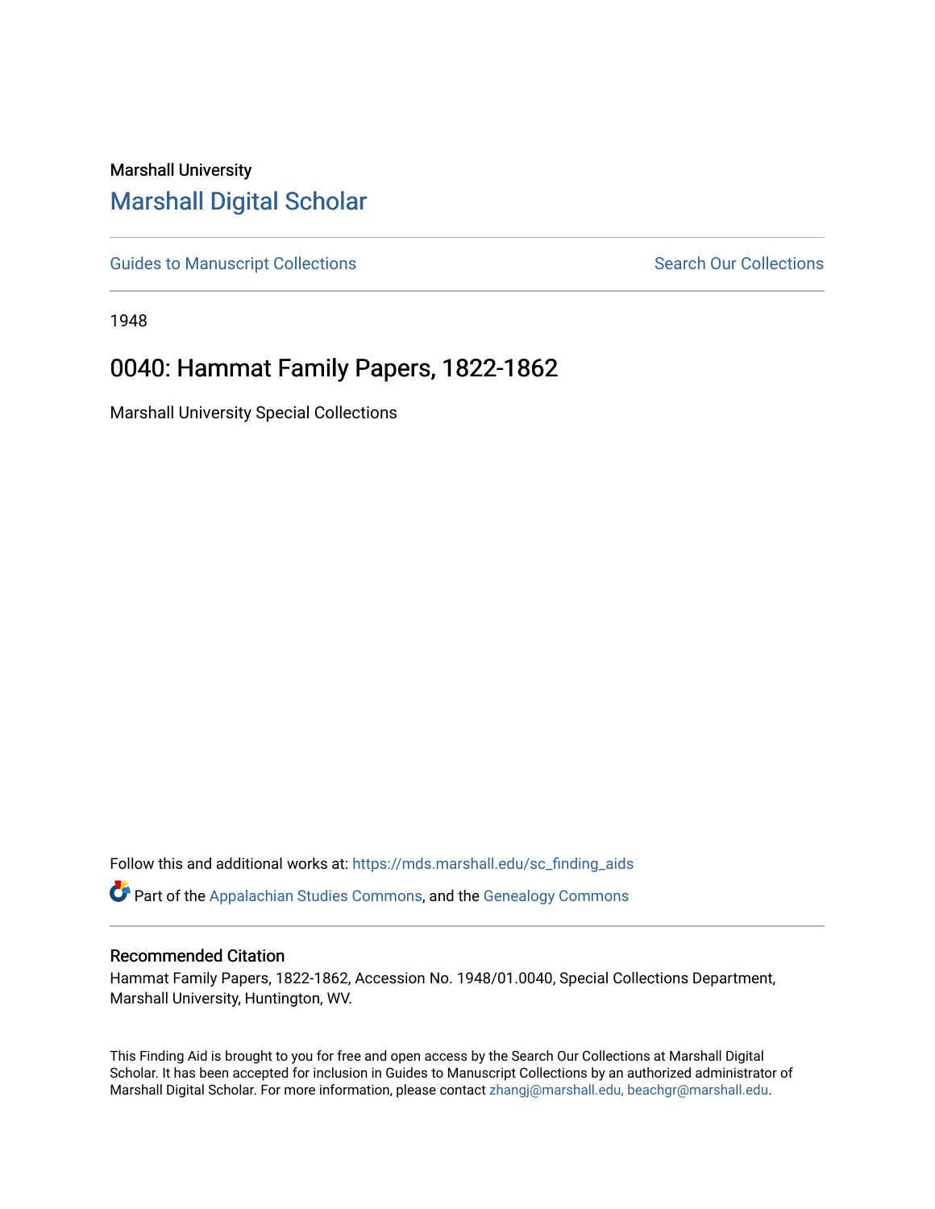Marshall University

# Marshall Digital Scholar

Guides to Manuscript Collections

Search Our Collections

1948

## 0040: Hammat Family Papers, 1822-1862

Marshall University Special Collections

Follow this and additional works at: https://mds.marshall.edu/sc_finding_aids

Part of the Appalachian Studies Commons, and the Genealogy Commons

### Recommended Citation

Hammat Family Papers, 1822-1862, Accession No. 1948/01.0040, Special Collections Department, Marshall University, Huntington, WV.

This Finding Aid is brought to you for free and open access by the Search Our Collections at Marshall Digital Scholar. It has been accepted for inclusion in Guides to Manuscript Collections by an authorized administrator of Marshall Digital Scholar. For more information, please contact zhangj@marshall.edu, beachgr@marshall.edu.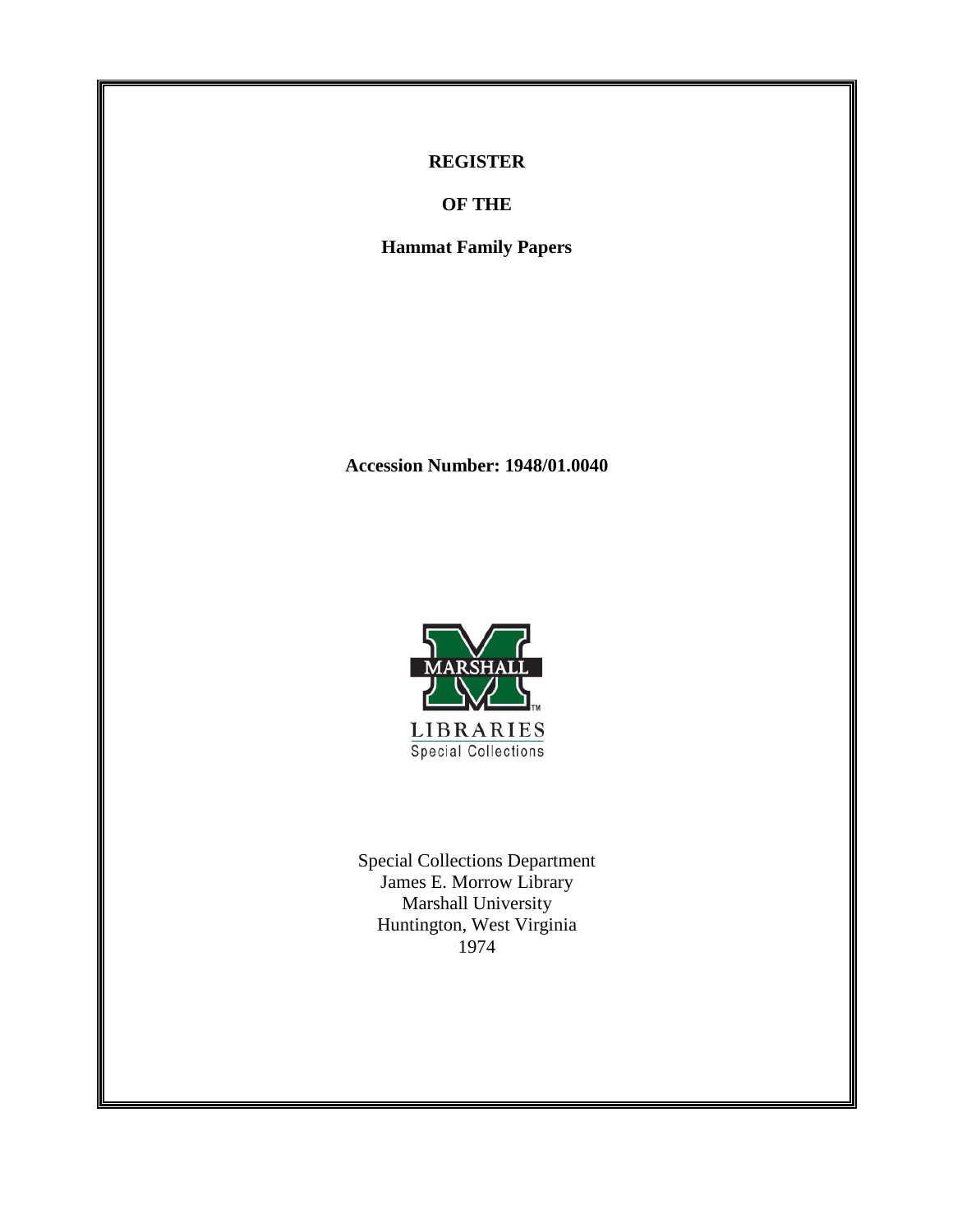**REGISTER**

**OF THE**

**Hammat Family Papers**

**Accession Number: 1948/01.0040**

Special Collections Department
James E. Morrow Library
Marshall University
Huntington, West Virginia
1974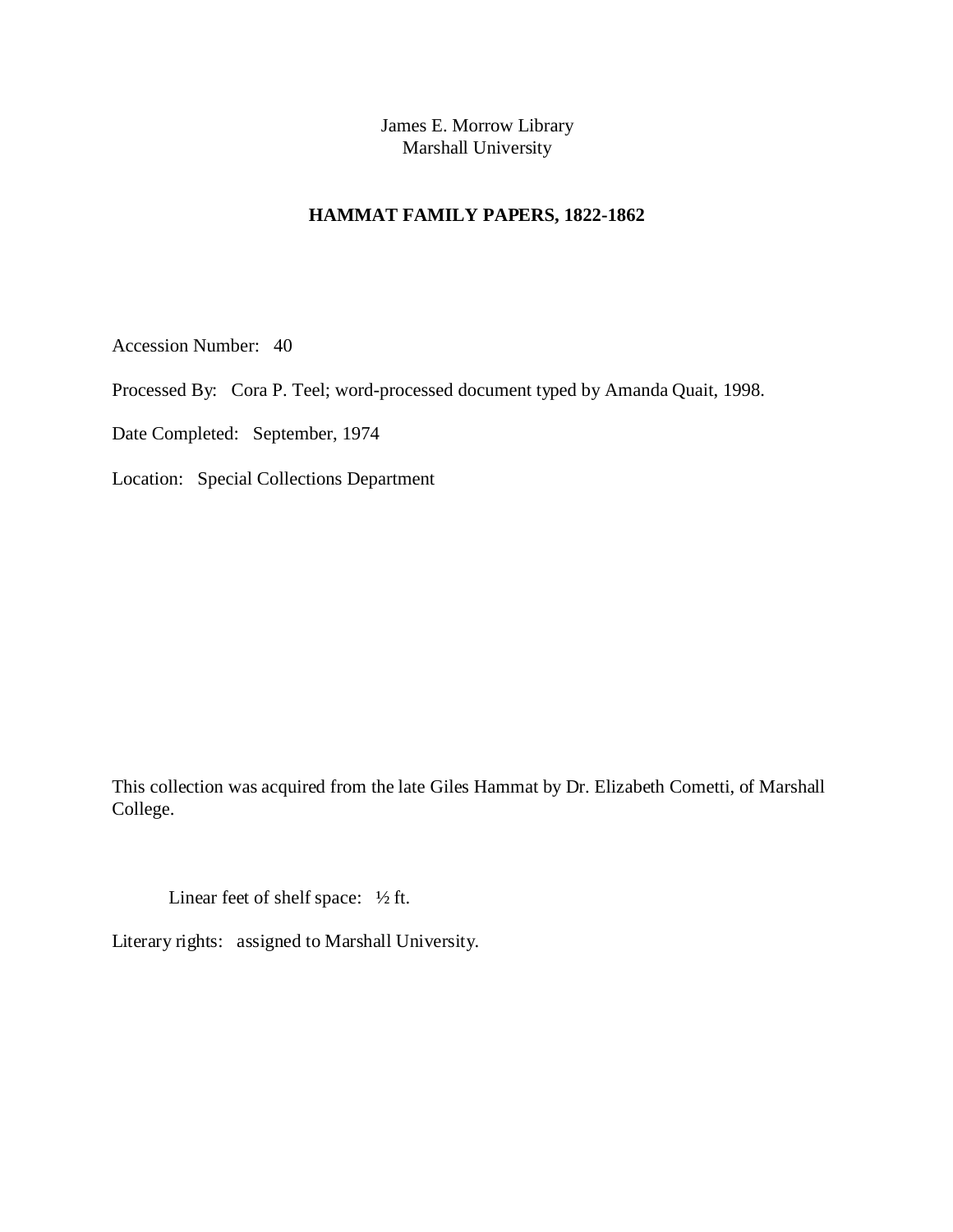James E. Morrow Library
Marshall University

# HAMMAT FAMILY PAPERS, 1822-1862

Accession Number: 40

Processed By: Cora P. Teel; word-processed document typed by Amanda Quait, 1998.

Date Completed: September, 1974

Location: Special Collections Department

This collection was acquired from the late Giles Hammat by Dr. Elizabeth Cometti, of Marshall College.

Linear feet of shelf space: ½ ft.

Literary rights: assigned to Marshall University.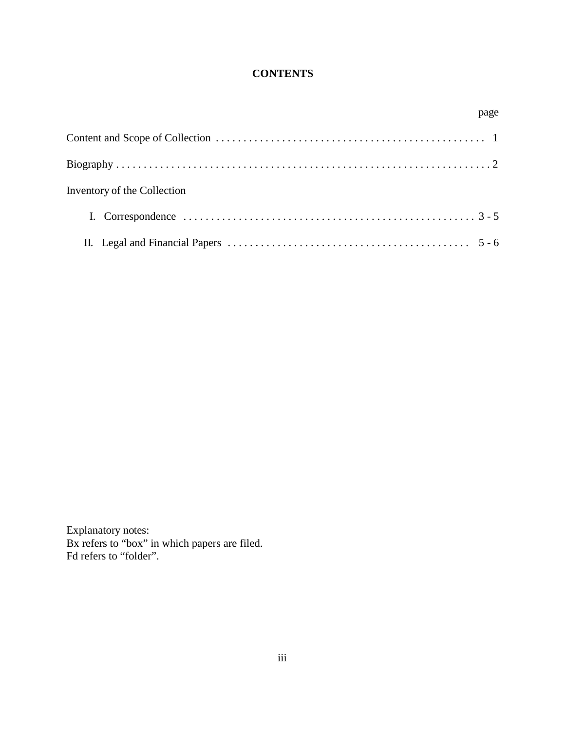# CONTENTS

| | page |
|---|---|
| Content and Scope of Collection | 1 |
| Biography | 2 |
| Inventory of the Collection | |
| I. Correspondence | 3 - 5 |
| II. Legal and Financial Papers | 5 - 6 |

Explanatory notes:
Bx refers to "box" in which papers are filed.
Fd refers to "folder".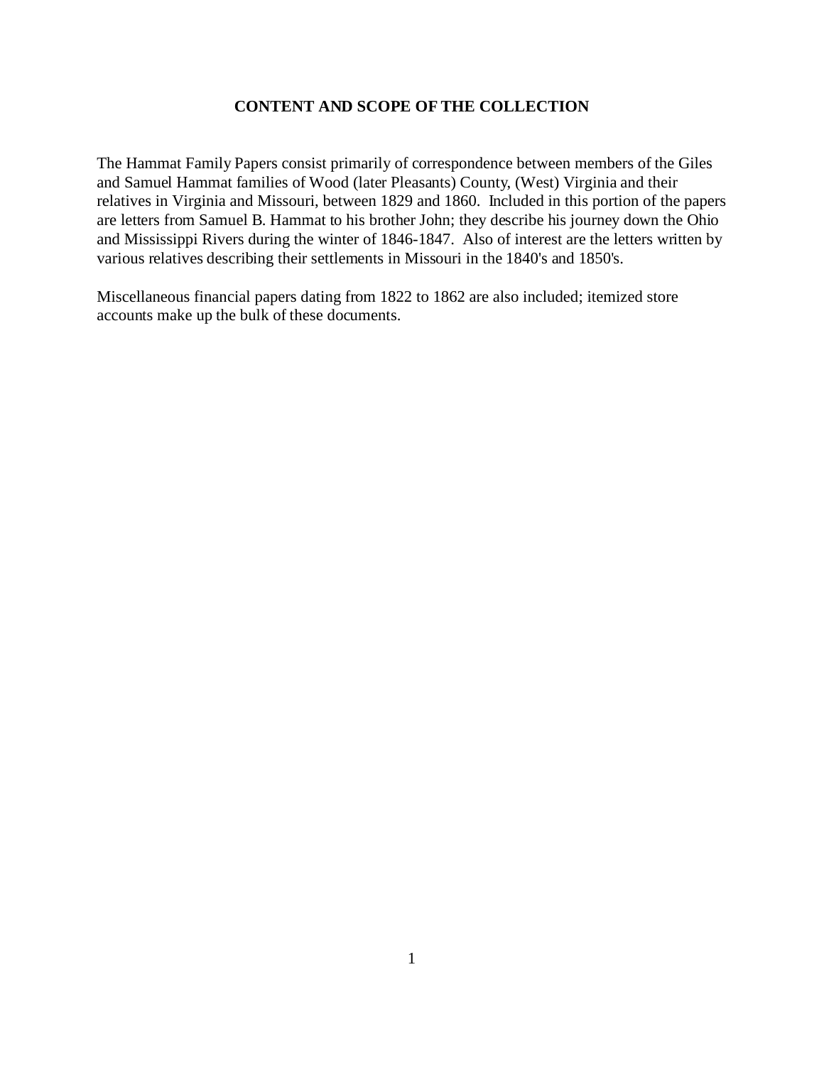# CONTENT AND SCOPE OF THE COLLECTION

The Hammat Family Papers consist primarily of correspondence between members of the Giles and Samuel Hammat families of Wood (later Pleasants) County, (West) Virginia and their relatives in Virginia and Missouri, between 1829 and 1860. Included in this portion of the papers are letters from Samuel B. Hammat to his brother John; they describe his journey down the Ohio and Mississippi Rivers during the winter of 1846-1847. Also of interest are the letters written by various relatives describing their settlements in Missouri in the 1840's and 1850's.

Miscellaneous financial papers dating from 1822 to 1862 are also included; itemized store accounts make up the bulk of these documents.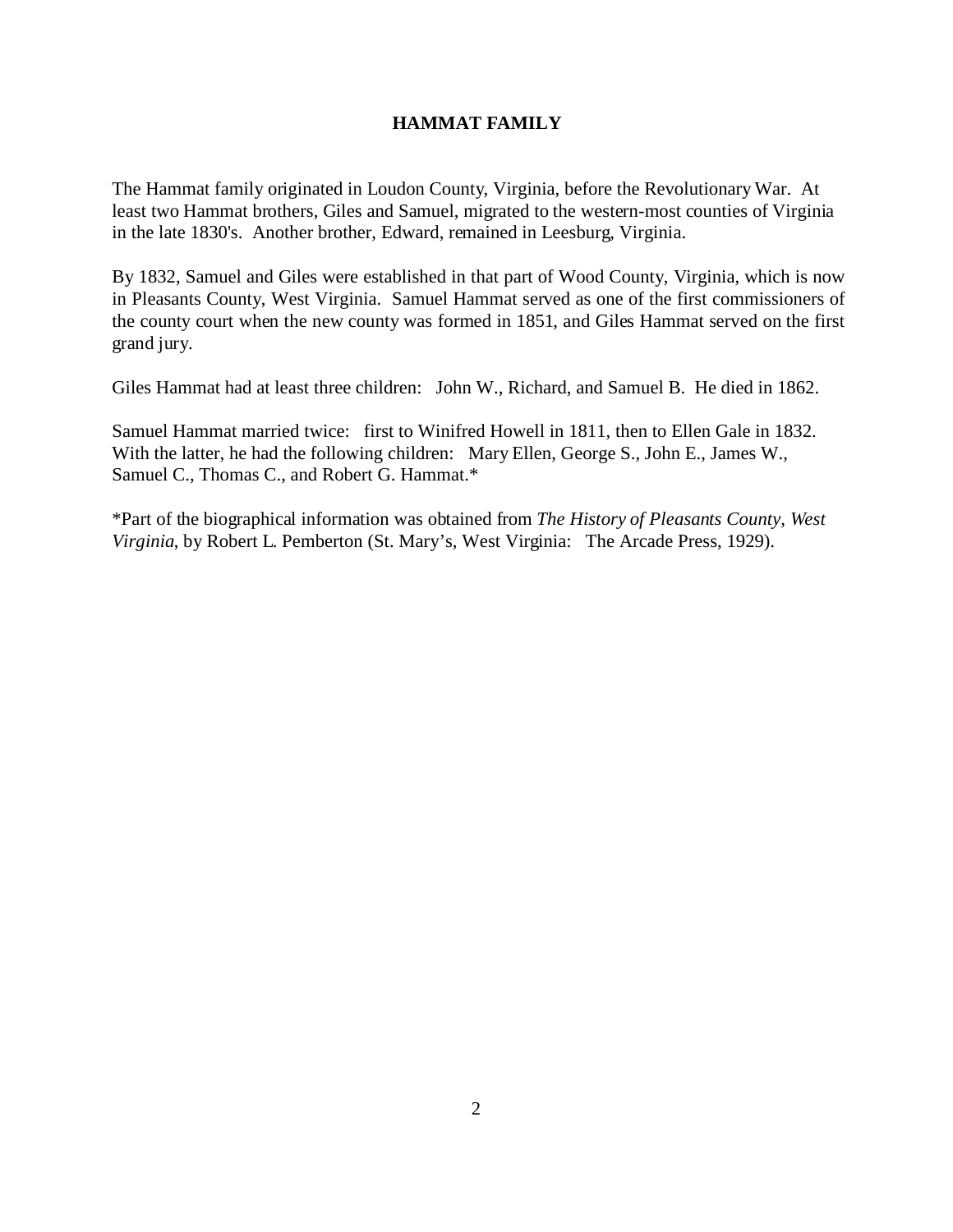## HAMMAT FAMILY

The Hammat family originated in Loudon County, Virginia, before the Revolutionary War. At least two Hammat brothers, Giles and Samuel, migrated to the western-most counties of Virginia in the late 1830's. Another brother, Edward, remained in Leesburg, Virginia.

By 1832, Samuel and Giles were established in that part of Wood County, Virginia, which is now in Pleasants County, West Virginia. Samuel Hammat served as one of the first commissioners of the county court when the new county was formed in 1851, and Giles Hammat served on the first grand jury.

Giles Hammat had at least three children: John W., Richard, and Samuel B. He died in 1862.

Samuel Hammat married twice: first to Winifred Howell in 1811, then to Ellen Gale in 1832. With the latter, he had the following children: Mary Ellen, George S., John E., James W., Samuel C., Thomas C., and Robert G. Hammat.*

*Part of the biographical information was obtained from *The History of Pleasants County, West Virginia*, by Robert L. Pemberton (St. Mary's, West Virginia: The Arcade Press, 1929).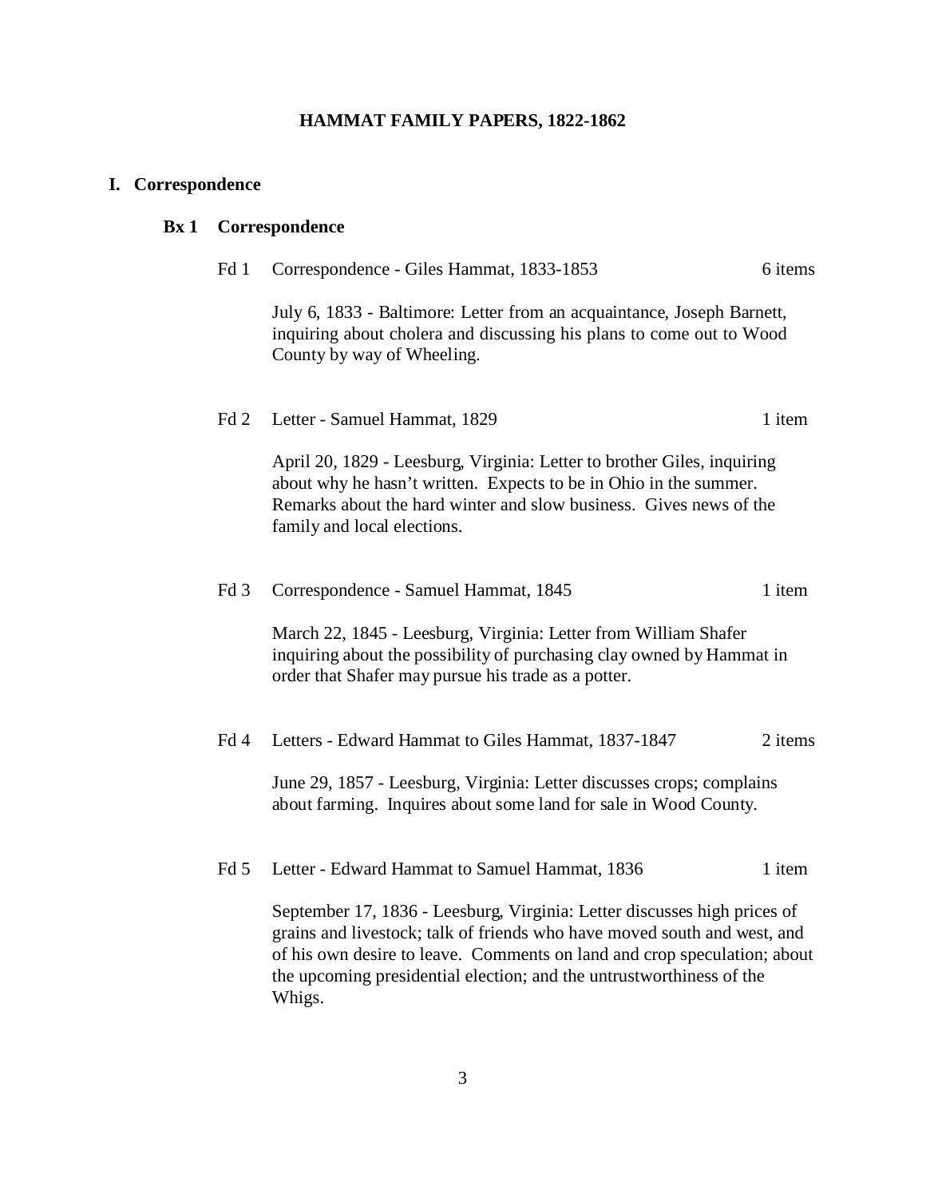# HAMMAT FAMILY PAPERS, 1822-1862

## I. Correspondence

### Bx 1 Correspondence

**Fd 1** Correspondence - Giles Hammat, 1833-1853 — 6 items

July 6, 1833 - Baltimore: Letter from an acquaintance, Joseph Barnett, inquiring about cholera and discussing his plans to come out to Wood County by way of Wheeling.

**Fd 2** Letter - Samuel Hammat, 1829 — 1 item

April 20, 1829 - Leesburg, Virginia: Letter to brother Giles, inquiring about why he hasn't written. Expects to be in Ohio in the summer. Remarks about the hard winter and slow business. Gives news of the family and local elections.

**Fd 3** Correspondence - Samuel Hammat, 1845 — 1 item

March 22, 1845 - Leesburg, Virginia: Letter from William Shafer inquiring about the possibility of purchasing clay owned by Hammat in order that Shafer may pursue his trade as a potter.

**Fd 4** Letters - Edward Hammat to Giles Hammat, 1837-1847 — 2 items

June 29, 1857 - Leesburg, Virginia: Letter discusses crops; complains about farming. Inquires about some land for sale in Wood County.

**Fd 5** Letter - Edward Hammat to Samuel Hammat, 1836 — 1 item

September 17, 1836 - Leesburg, Virginia: Letter discusses high prices of grains and livestock; talk of friends who have moved south and west, and of his own desire to leave. Comments on land and crop speculation; about the upcoming presidential election; and the untrustworthiness of the Whigs.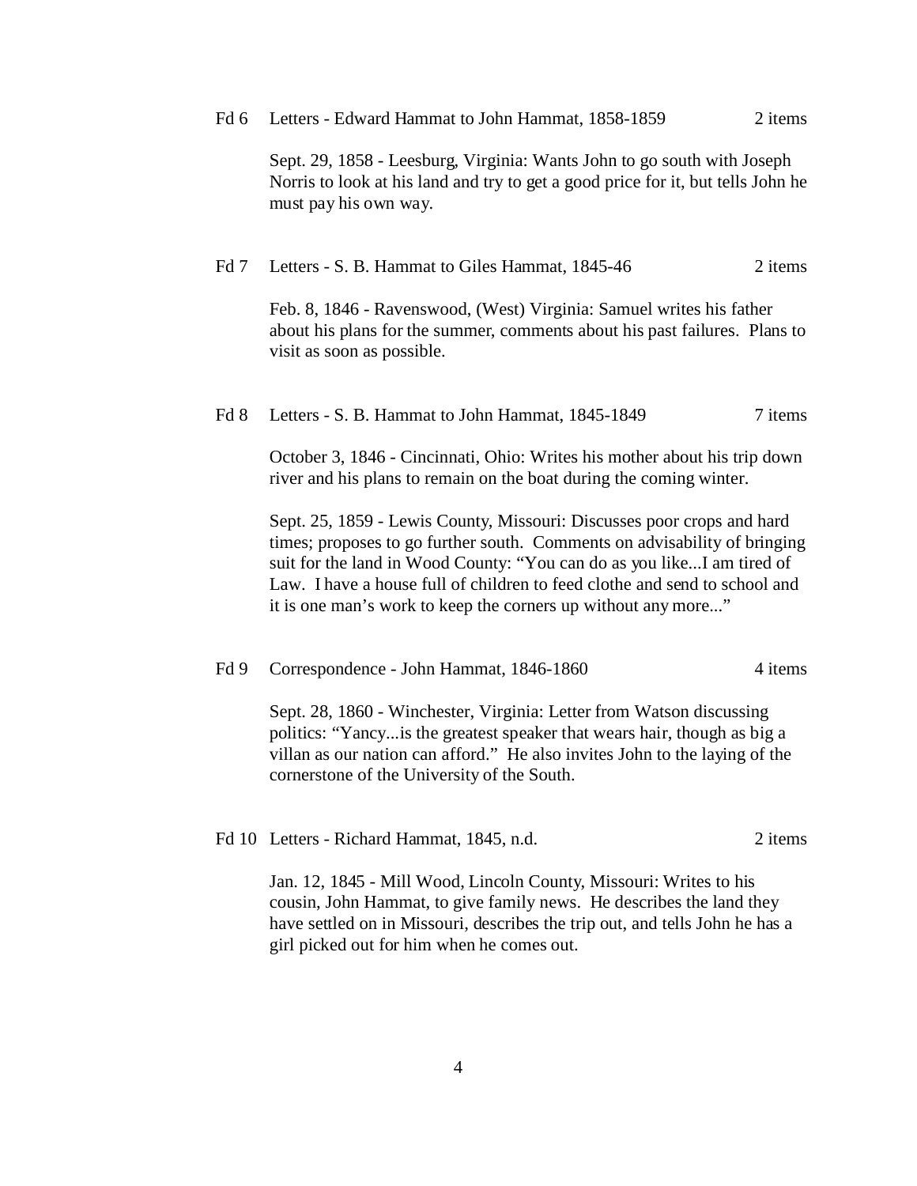Fd 6 Letters - Edward Hammat to John Hammat, 1858-1859 2 items

Sept. 29, 1858 - Leesburg, Virginia: Wants John to go south with Joseph Norris to look at his land and try to get a good price for it, but tells John he must pay his own way.

Fd 7 Letters - S. B. Hammat to Giles Hammat, 1845-46 2 items

Feb. 8, 1846 - Ravenswood, (West) Virginia: Samuel writes his father about his plans for the summer, comments about his past failures. Plans to visit as soon as possible.

Fd 8 Letters - S. B. Hammat to John Hammat, 1845-1849 7 items

October 3, 1846 - Cincinnati, Ohio: Writes his mother about his trip down river and his plans to remain on the boat during the coming winter.

Sept. 25, 1859 - Lewis County, Missouri: Discusses poor crops and hard times; proposes to go further south. Comments on advisability of bringing suit for the land in Wood County: "You can do as you like...I am tired of Law. I have a house full of children to feed clothe and send to school and it is one man's work to keep the corners up without any more..."

Fd 9 Correspondence - John Hammat, 1846-1860 4 items

Sept. 28, 1860 - Winchester, Virginia: Letter from Watson discussing politics: "Yancy...is the greatest speaker that wears hair, though as big a villan as our nation can afford." He also invites John to the laying of the cornerstone of the University of the South.

Fd 10 Letters - Richard Hammat, 1845, n.d. 2 items

Jan. 12, 1845 - Mill Wood, Lincoln County, Missouri: Writes to his cousin, John Hammat, to give family news. He describes the land they have settled on in Missouri, describes the trip out, and tells John he has a girl picked out for him when he comes out.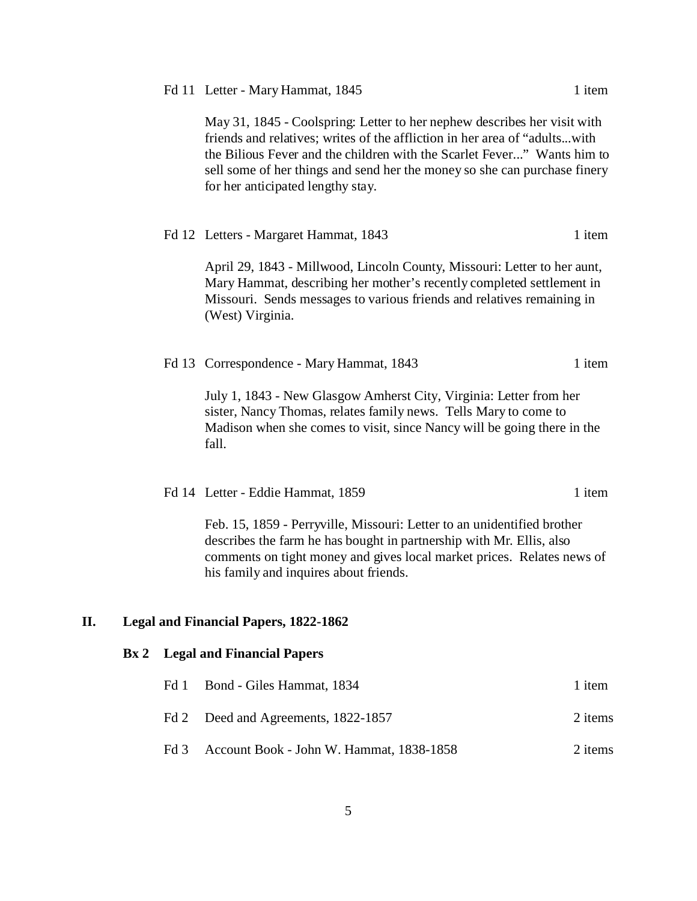Fd 11 Letter - Mary Hammat, 1845 — 1 item

May 31, 1845 - Coolspring: Letter to her nephew describes her visit with friends and relatives; writes of the affliction in her area of "adults...with the Bilious Fever and the children with the Scarlet Fever..." Wants him to sell some of her things and send her the money so she can purchase finery for her anticipated lengthy stay.

Fd 12 Letters - Margaret Hammat, 1843 — 1 item

April 29, 1843 - Millwood, Lincoln County, Missouri: Letter to her aunt, Mary Hammat, describing her mother's recently completed settlement in Missouri. Sends messages to various friends and relatives remaining in (West) Virginia.

Fd 13 Correspondence - Mary Hammat, 1843 — 1 item

July 1, 1843 - New Glasgow Amherst City, Virginia: Letter from her sister, Nancy Thomas, relates family news. Tells Mary to come to Madison when she comes to visit, since Nancy will be going there in the fall.

Fd 14 Letter - Eddie Hammat, 1859 — 1 item

Feb. 15, 1859 - Perryville, Missouri: Letter to an unidentified brother describes the farm he has bought in partnership with Mr. Ellis, also comments on tight money and gives local market prices. Relates news of his family and inquires about friends.

## II. Legal and Financial Papers, 1822-1862

### Bx 2 Legal and Financial Papers

| Folder | Description | Items |
| --- | --- | --- |
| Fd 1 | Bond - Giles Hammat, 1834 | 1 item |
| Fd 2 | Deed and Agreements, 1822-1857 | 2 items |
| Fd 3 | Account Book - John W. Hammat, 1838-1858 | 2 items |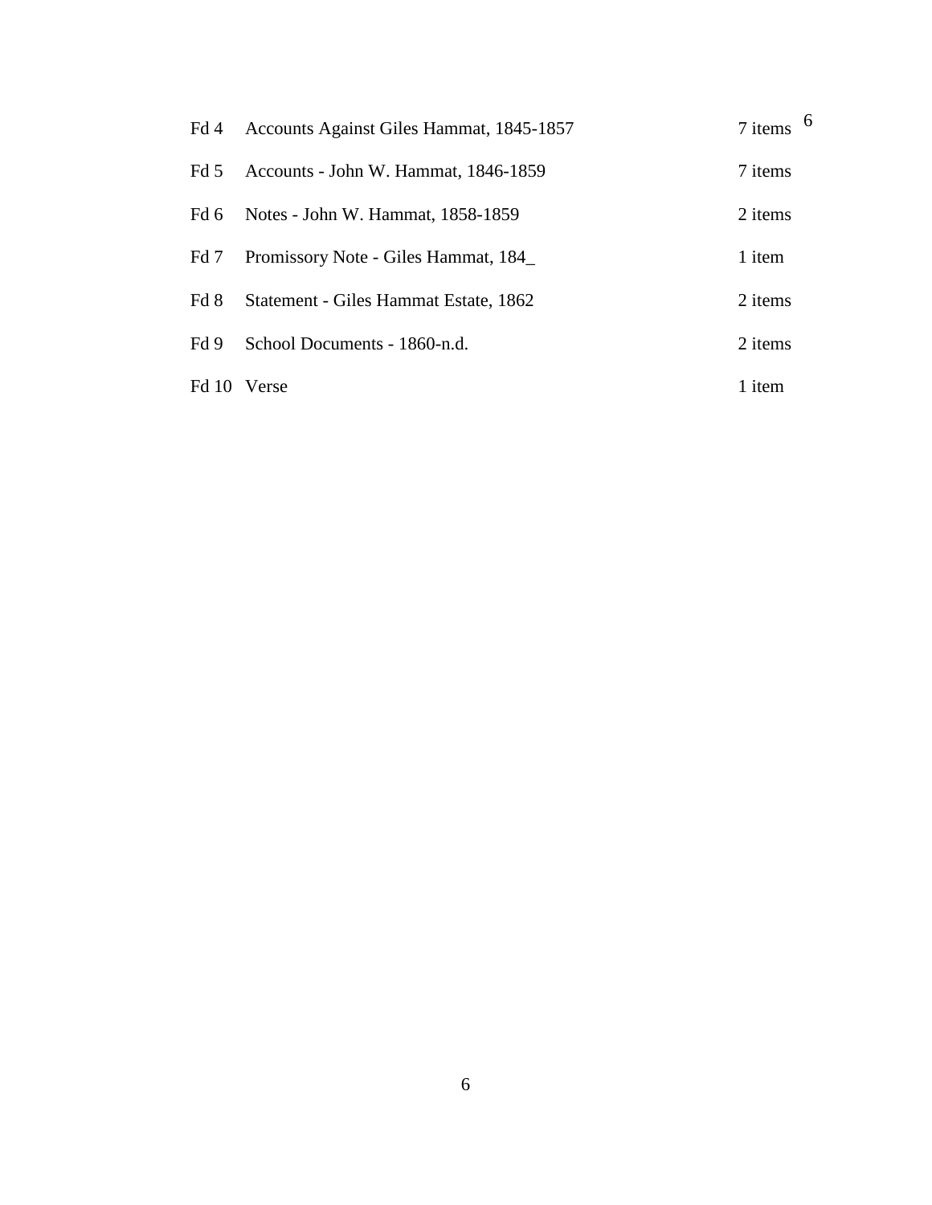| | | |
|---|---|---|
| Fd 4 | Accounts Against Giles Hammat, 1845-1857 | 7 items |
| Fd 5 | Accounts - John W. Hammat, 1846-1859 | 7 items |
| Fd 6 | Notes - John W. Hammat, 1858-1859 | 2 items |
| Fd 7 | Promissory Note - Giles Hammat, 184_ | 1 item |
| Fd 8 | Statement - Giles Hammat Estate, 1862 | 2 items |
| Fd 9 | School Documents - 1860-n.d. | 2 items |
| Fd 10 | Verse | 1 item |